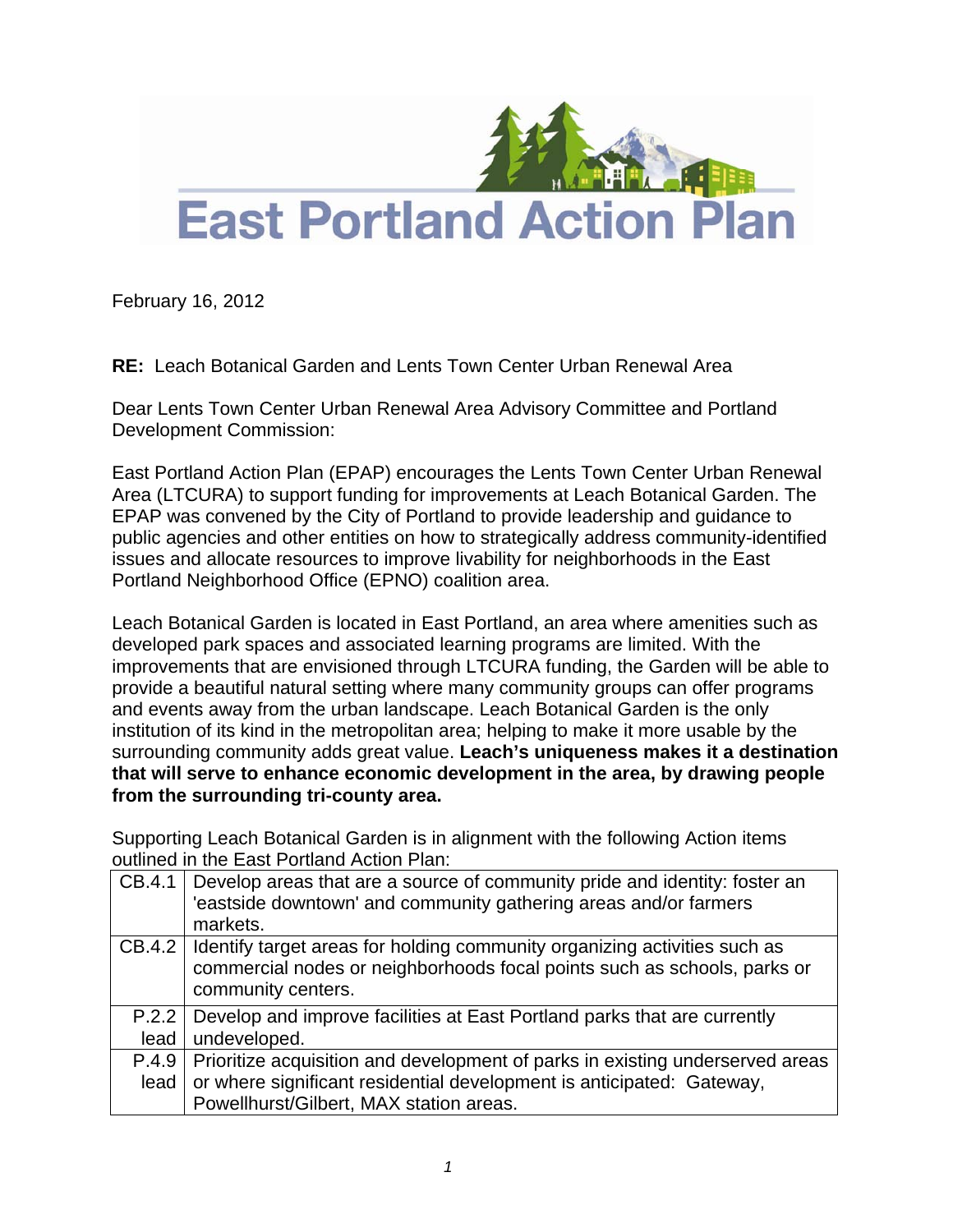# East Portland Action Plan

February 16, 2012

**RE:** Leach Botanical Garden and Lents Town Center Urban Renewal Area

Dear Lents Town Center Urban Renewal Area Advisory Committee and Portland Development Commission:

East Portland Action Plan (EPAP) encourages the Lents Town Center Urban Renewal Area (LTCURA) to support funding for improvements at Leach Botanical Garden. The EPAP was convened by the City of Portland to provide leadership and guidance to public agencies and other entities on how to strategically address community-identified issues and allocate resources to improve livability for neighborhoods in the East Portland Neighborhood Office (EPNO) coalition area.

Leach Botanical Garden is located in East Portland, an area where amenities such as developed park spaces and associated learning programs are limited. With the improvements that are envisioned through LTCURA funding, the Garden will be able to provide a beautiful natural setting where many community groups can offer programs and events away from the urban landscape. Leach Botanical Garden is the only institution of its kind in the metropolitan area; helping to make it more usable by the surrounding community adds great value. **Leach's uniqueness makes it a destination that will serve to enhance economic development in the area, by drawing people from the surrounding tri-county area.**

Supporting Leach Botanical Garden is in alignment with the following Action items outlined in the East Portland Action Plan:

| | |
|---|---|
| CB.4.1 | Develop areas that are a source of community pride and identity: foster an 'eastside downtown' and community gathering areas and/or farmers markets. |
| CB.4.2 | Identify target areas for holding community organizing activities such as commercial nodes or neighborhoods focal points such as schools, parks or community centers. |
| P.2.2 lead | Develop and improve facilities at East Portland parks that are currently undeveloped. |
| P.4.9 lead | Prioritize acquisition and development of parks in existing underserved areas or where significant residential development is anticipated: Gateway, Powellhurst/Gilbert, MAX station areas. |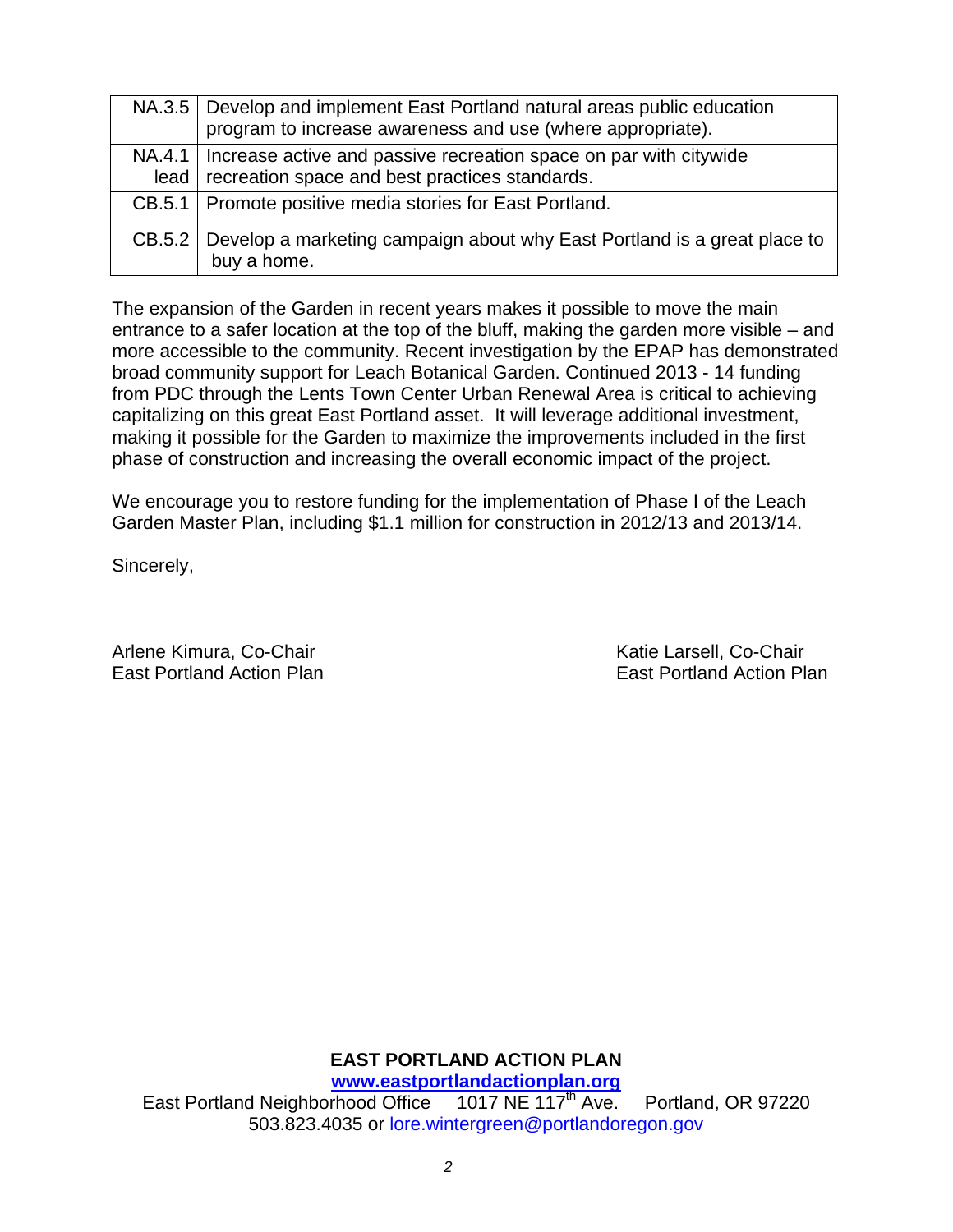| | |
|---|---|
| NA.3.5 | Develop and implement East Portland natural areas public education program to increase awareness and use (where appropriate). |
| NA.4.1 lead | Increase active and passive recreation space on par with citywide recreation space and best practices standards. |
| CB.5.1 | Promote positive media stories for East Portland. |
| CB.5.2 | Develop a marketing campaign about why East Portland is a great place to buy a home. |

The expansion of the Garden in recent years makes it possible to move the main entrance to a safer location at the top of the bluff, making the garden more visible – and more accessible to the community. Recent investigation by the EPAP has demonstrated broad community support for Leach Botanical Garden. Continued 2013 - 14 funding from PDC through the Lents Town Center Urban Renewal Area is critical to achieving capitalizing on this great East Portland asset. It will leverage additional investment, making it possible for the Garden to maximize the improvements included in the first phase of construction and increasing the overall economic impact of the project.

We encourage you to restore funding for the implementation of Phase I of the Leach Garden Master Plan, including $1.1 million for construction in 2012/13 and 2013/14.

Sincerely,

Arlene Kimura, Co-Chair
East Portland Action Plan

Katie Larsell, Co-Chair
East Portland Action Plan

**EAST PORTLAND ACTION PLAN**
**www.eastportlandactionplan.org**
East Portland Neighborhood Office 1017 NE 117th Ave. Portland, OR 97220
503.823.4035 or lore.wintergreen@portlandoregon.gov